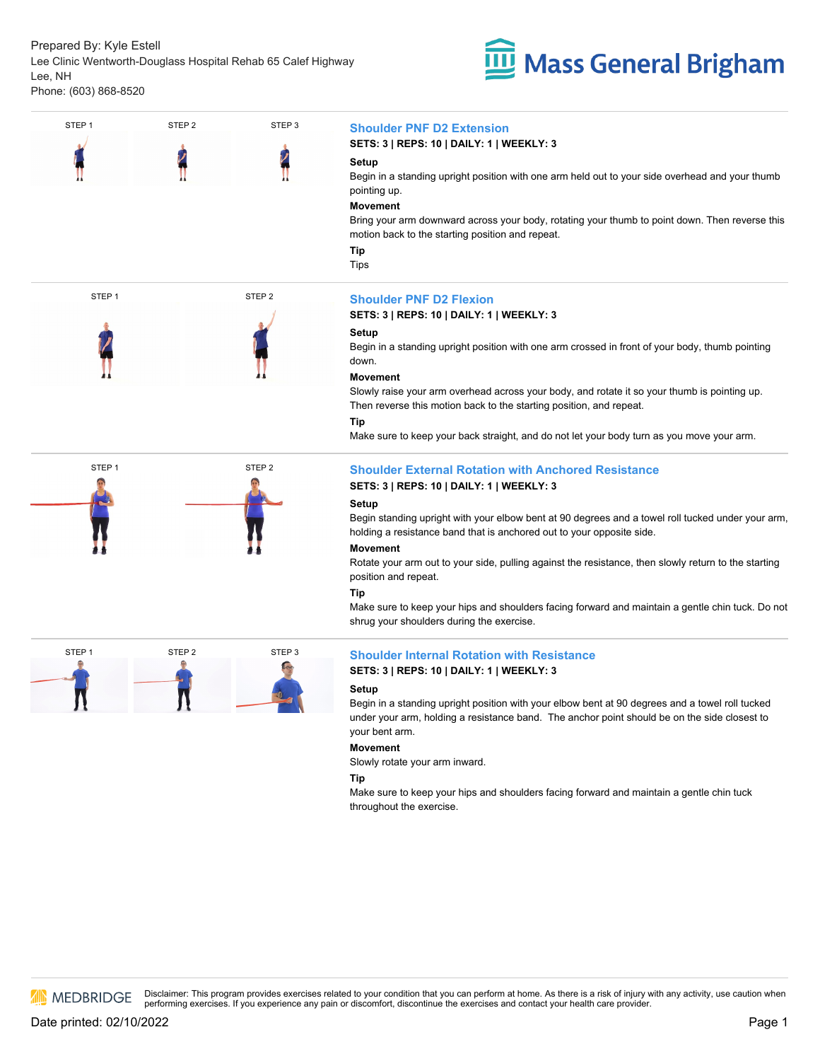Prepared By: Kyle Estell
Lee Clinic Wentworth-Douglass Hospital Rehab 65 Calef Highway
Lee, NH
Phone: (603) 868-8520

Mass General Brigham

STEP 1 STEP 2 STEP 3

## Shoulder PNF D2 Extension

**SETS: 3 | REPS: 10 | DAILY: 1 | WEEKLY: 3**

**Setup**

Begin in a standing upright position with one arm held out to your side overhead and your thumb pointing up.

**Movement**

Bring your arm downward across your body, rotating your thumb to point down. Then reverse this motion back to the starting position and repeat.

**Tip**

Tips

STEP 1 STEP 2

## Shoulder PNF D2 Flexion

**SETS: 3 | REPS: 10 | DAILY: 1 | WEEKLY: 3**

**Setup**

Begin in a standing upright position with one arm crossed in front of your body, thumb pointing down.

**Movement**

Slowly raise your arm overhead across your body, and rotate it so your thumb is pointing up. Then reverse this motion back to the starting position, and repeat.

**Tip**

Make sure to keep your back straight, and do not let your body turn as you move your arm.

STEP 1 STEP 2

## Shoulder External Rotation with Anchored Resistance

**SETS: 3 | REPS: 10 | DAILY: 1 | WEEKLY: 3**

**Setup**

Begin standing upright with your elbow bent at 90 degrees and a towel roll tucked under your arm, holding a resistance band that is anchored out to your opposite side.

**Movement**

Rotate your arm out to your side, pulling against the resistance, then slowly return to the starting position and repeat.

**Tip**

Make sure to keep your hips and shoulders facing forward and maintain a gentle chin tuck. Do not shrug your shoulders during the exercise.

STEP 1 STEP 2 STEP 3

## Shoulder Internal Rotation with Resistance

**SETS: 3 | REPS: 10 | DAILY: 1 | WEEKLY: 3**

**Setup**

Begin in a standing upright position with your elbow bent at 90 degrees and a towel roll tucked under your arm, holding a resistance band. The anchor point should be on the side closest to your bent arm.

**Movement**

Slowly rotate your arm inward.

**Tip**

Make sure to keep your hips and shoulders facing forward and maintain a gentle chin tuck throughout the exercise.

MEDBRIDGE Disclaimer: This program provides exercises related to your condition that you can perform at home. As there is a risk of injury with any activity, use caution when performing exercises. If you experience any pain or discomfort, discontinue the exercises and contact your health care provider.

Date printed: 02/10/2022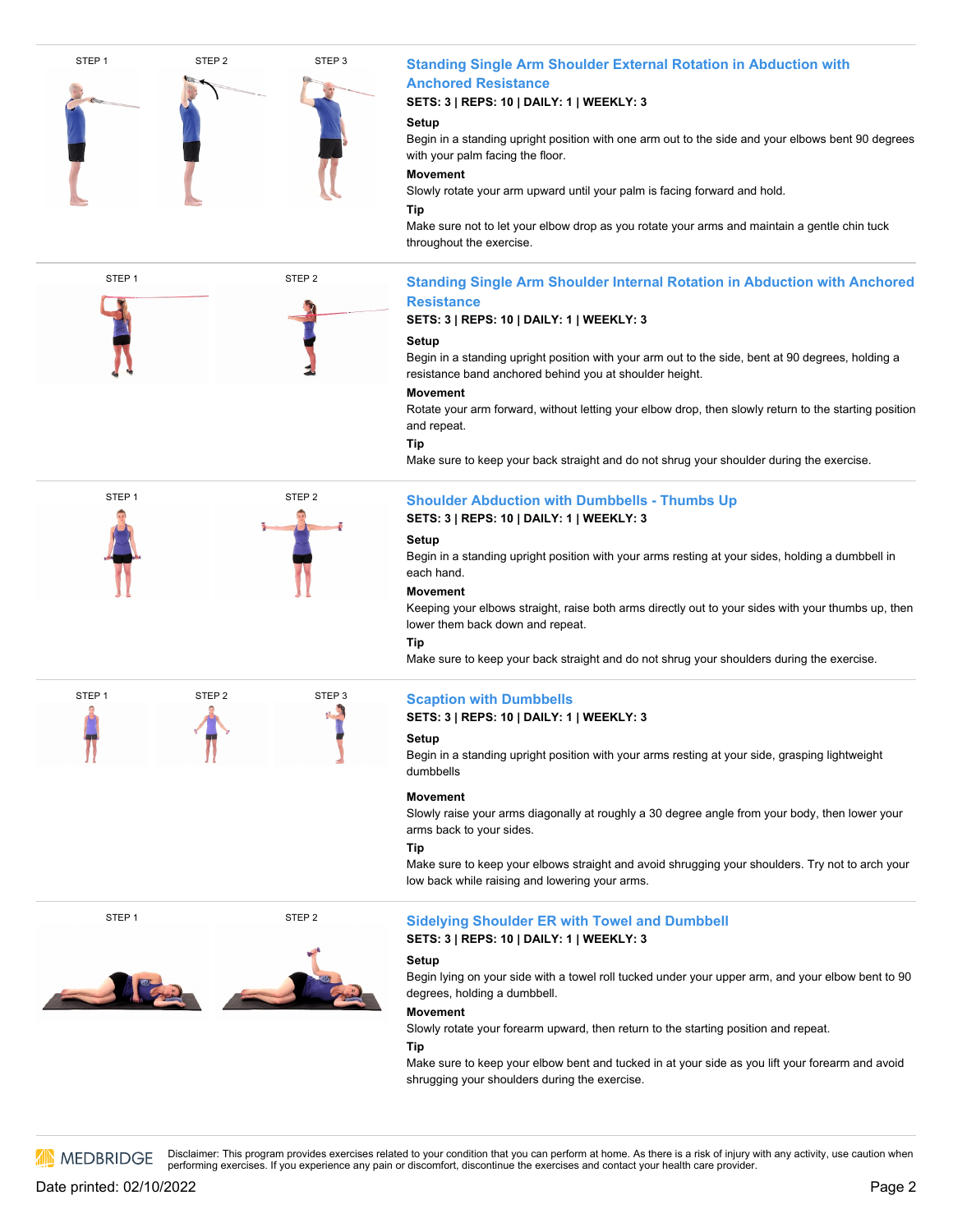STEP 1 STEP 2 STEP 3

## Standing Single Arm Shoulder External Rotation in Abduction with Anchored Resistance

**SETS: 3 | REPS: 10 | DAILY: 1 | WEEKLY: 3**

**Setup**

Begin in a standing upright position with one arm out to the side and your elbows bent 90 degrees with your palm facing the floor.

**Movement**

Slowly rotate your arm upward until your palm is facing forward and hold.

**Tip**

Make sure not to let your elbow drop as you rotate your arms and maintain a gentle chin tuck throughout the exercise.

STEP 1 STEP 2

## Standing Single Arm Shoulder Internal Rotation in Abduction with Anchored Resistance

**SETS: 3 | REPS: 10 | DAILY: 1 | WEEKLY: 3**

**Setup**

Begin in a standing upright position with your arm out to the side, bent at 90 degrees, holding a resistance band anchored behind you at shoulder height.

**Movement**

Rotate your arm forward, without letting your elbow drop, then slowly return to the starting position and repeat.

**Tip**

Make sure to keep your back straight and do not shrug your shoulder during the exercise.

STEP 1 STEP 2

## Shoulder Abduction with Dumbbells - Thumbs Up

**SETS: 3 | REPS: 10 | DAILY: 1 | WEEKLY: 3**

**Setup**

Begin in a standing upright position with your arms resting at your sides, holding a dumbbell in each hand.

**Movement**

Keeping your elbows straight, raise both arms directly out to your sides with your thumbs up, then lower them back down and repeat.

**Tip**

Make sure to keep your back straight and do not shrug your shoulders during the exercise.

STEP 1 STEP 2 STEP 3

## Scaption with Dumbbells

**SETS: 3 | REPS: 10 | DAILY: 1 | WEEKLY: 3**

**Setup**

Begin in a standing upright position with your arms resting at your side, grasping lightweight dumbbells

**Movement**

Slowly raise your arms diagonally at roughly a 30 degree angle from your body, then lower your arms back to your sides.

**Tip**

Make sure to keep your elbows straight and avoid shrugging your shoulders. Try not to arch your low back while raising and lowering your arms.

STEP 1 STEP 2

## Sidelying Shoulder ER with Towel and Dumbbell

**SETS: 3 | REPS: 10 | DAILY: 1 | WEEKLY: 3**

**Setup**

Begin lying on your side with a towel roll tucked under your upper arm, and your elbow bent to 90 degrees, holding a dumbbell.

**Movement**

Slowly rotate your forearm upward, then return to the starting position and repeat.

**Tip**

Make sure to keep your elbow bent and tucked in at your side as you lift your forearm and avoid shrugging your shoulders during the exercise.

MEDBRIDGE Disclaimer: This program provides exercises related to your condition that you can perform at home. As there is a risk of injury with any activity, use caution when performing exercises. If you experience any pain or discomfort, discontinue the exercises and contact your health care provider.

Date printed: 02/10/2022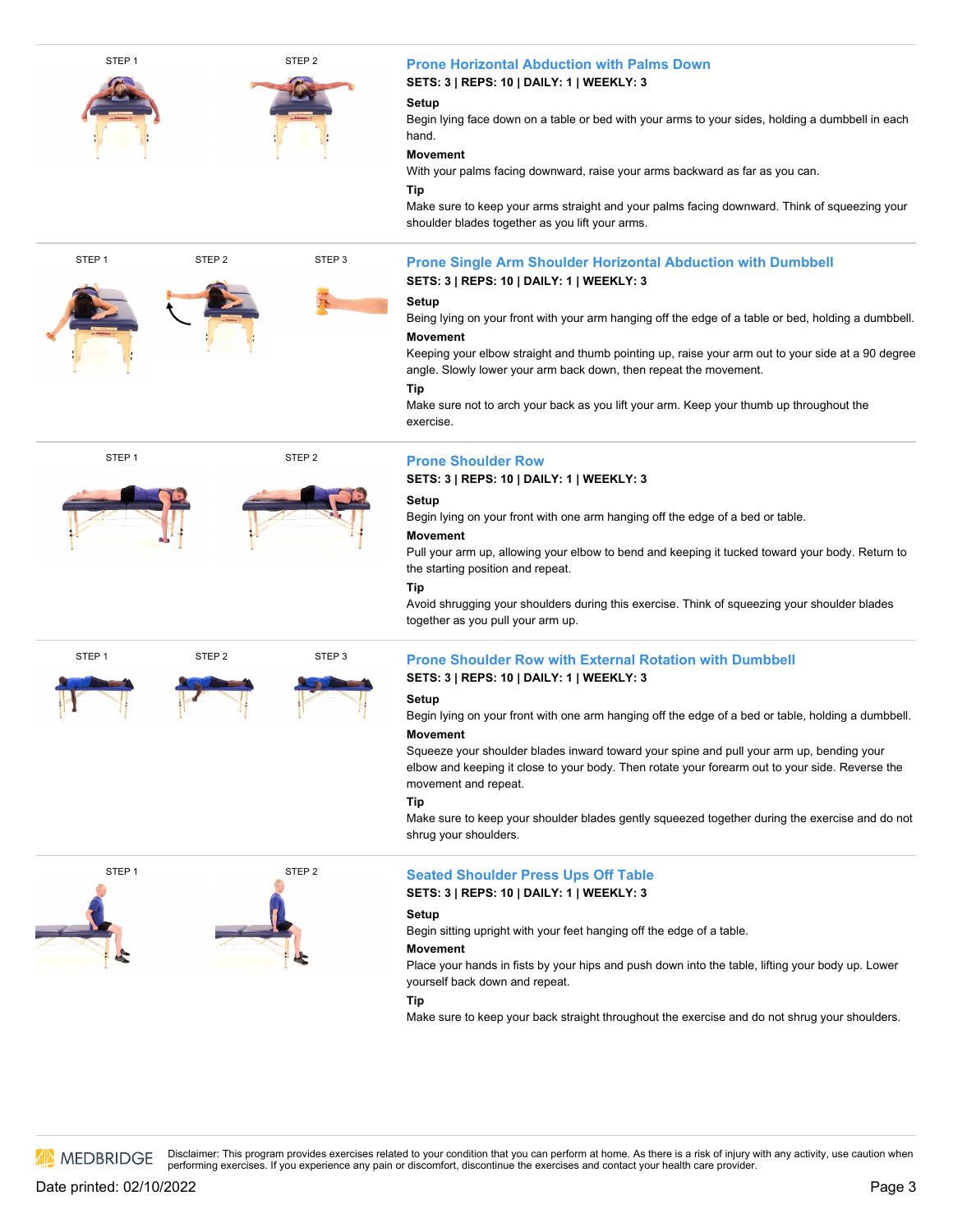STEP 1 STEP 2

## Prone Horizontal Abduction with Palms Down

**SETS: 3 | REPS: 10 | DAILY: 1 | WEEKLY: 3**

**Setup**

Begin lying face down on a table or bed with your arms to your sides, holding a dumbbell in each hand.

**Movement**

With your palms facing downward, raise your arms backward as far as you can.

**Tip**

Make sure to keep your arms straight and your palms facing downward. Think of squeezing your shoulder blades together as you lift your arms.

---

STEP 1 STEP 2 STEP 3

## Prone Single Arm Shoulder Horizontal Abduction with Dumbbell

**SETS: 3 | REPS: 10 | DAILY: 1 | WEEKLY: 3**

**Setup**

Being lying on your front with your arm hanging off the edge of a table or bed, holding a dumbbell.

**Movement**

Keeping your elbow straight and thumb pointing up, raise your arm out to your side at a 90 degree angle. Slowly lower your arm back down, then repeat the movement.

**Tip**

Make sure not to arch your back as you lift your arm. Keep your thumb up throughout the exercise.

---

STEP 1 STEP 2

## Prone Shoulder Row

**SETS: 3 | REPS: 10 | DAILY: 1 | WEEKLY: 3**

**Setup**

Begin lying on your front with one arm hanging off the edge of a bed or table.

**Movement**

Pull your arm up, allowing your elbow to bend and keeping it tucked toward your body. Return to the starting position and repeat.

**Tip**

Avoid shrugging your shoulders during this exercise. Think of squeezing your shoulder blades together as you pull your arm up.

---

STEP 1 STEP 2 STEP 3

## Prone Shoulder Row with External Rotation with Dumbbell

**SETS: 3 | REPS: 10 | DAILY: 1 | WEEKLY: 3**

**Setup**

Begin lying on your front with one arm hanging off the edge of a bed or table, holding a dumbbell.

**Movement**

Squeeze your shoulder blades inward toward your spine and pull your arm up, bending your elbow and keeping it close to your body. Then rotate your forearm out to your side. Reverse the movement and repeat.

**Tip**

Make sure to keep your shoulder blades gently squeezed together during the exercise and do not shrug your shoulders.

---

STEP 1 STEP 2

## Seated Shoulder Press Ups Off Table

**SETS: 3 | REPS: 10 | DAILY: 1 | WEEKLY: 3**

**Setup**

Begin sitting upright with your feet hanging off the edge of a table.

**Movement**

Place your hands in fists by your hips and push down into the table, lifting your body up. Lower yourself back down and repeat.

**Tip**

Make sure to keep your back straight throughout the exercise and do not shrug your shoulders.

---

Disclaimer: This program provides exercises related to your condition that you can perform at home. As there is a risk of injury with any activity, use caution when performing exercises. If you experience any pain or discomfort, discontinue the exercises and contact your health care provider.

Date printed: 02/10/2022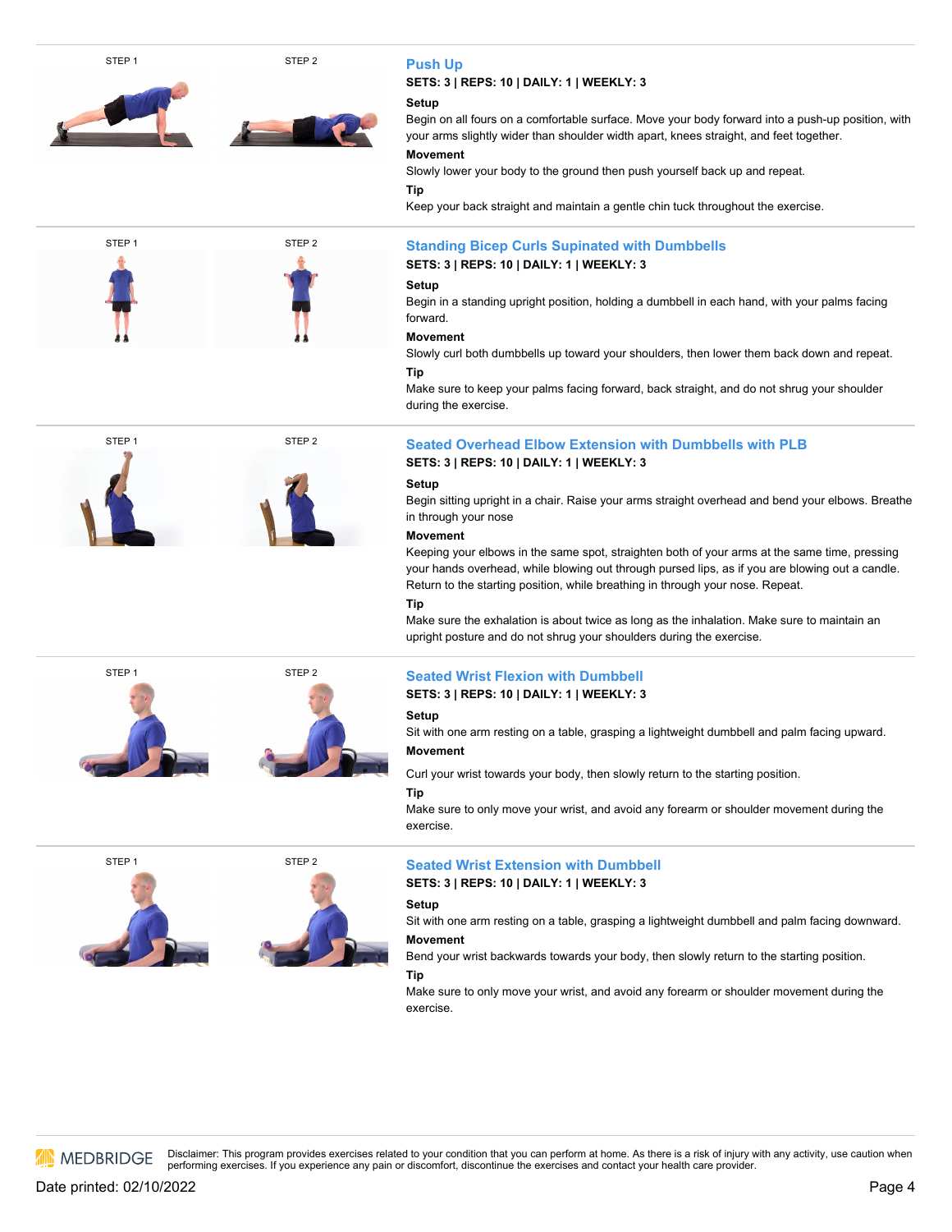STEP 1 STEP 2

## Push Up

**SETS: 3 | REPS: 10 | DAILY: 1 | WEEKLY: 3**

**Setup**

Begin on all fours on a comfortable surface. Move your body forward into a push-up position, with your arms slightly wider than shoulder width apart, knees straight, and feet together.

**Movement**

Slowly lower your body to the ground then push yourself back up and repeat.

**Tip**

Keep your back straight and maintain a gentle chin tuck throughout the exercise.

STEP 1 STEP 2

## Standing Bicep Curls Supinated with Dumbbells

**SETS: 3 | REPS: 10 | DAILY: 1 | WEEKLY: 3**

**Setup**

Begin in a standing upright position, holding a dumbbell in each hand, with your palms facing forward.

**Movement**

Slowly curl both dumbbells up toward your shoulders, then lower them back down and repeat.

**Tip**

Make sure to keep your palms facing forward, back straight, and do not shrug your shoulder during the exercise.

STEP 1 STEP 2

## Seated Overhead Elbow Extension with Dumbbells with PLB

**SETS: 3 | REPS: 10 | DAILY: 1 | WEEKLY: 3**

**Setup**

Begin sitting upright in a chair. Raise your arms straight overhead and bend your elbows. Breathe in through your nose

**Movement**

Keeping your elbows in the same spot, straighten both of your arms at the same time, pressing your hands overhead, while blowing out through pursed lips, as if you are blowing out a candle. Return to the starting position, while breathing in through your nose. Repeat.

**Tip**

Make sure the exhalation is about twice as long as the inhalation. Make sure to maintain an upright posture and do not shrug your shoulders during the exercise.

STEP 1 STEP 2

## Seated Wrist Flexion with Dumbbell

**SETS: 3 | REPS: 10 | DAILY: 1 | WEEKLY: 3**

**Setup**

Sit with one arm resting on a table, grasping a lightweight dumbbell and palm facing upward.

**Movement**

Curl your wrist towards your body, then slowly return to the starting position.

**Tip**

Make sure to only move your wrist, and avoid any forearm or shoulder movement during the exercise.

STEP 1 STEP 2

## Seated Wrist Extension with Dumbbell

**SETS: 3 | REPS: 10 | DAILY: 1 | WEEKLY: 3**

**Setup**

Sit with one arm resting on a table, grasping a lightweight dumbbell and palm facing downward.

**Movement**

Bend your wrist backwards towards your body, then slowly return to the starting position.

**Tip**

Make sure to only move your wrist, and avoid any forearm or shoulder movement during the exercise.

Disclaimer: This program provides exercises related to your condition that you can perform at home. As there is a risk of injury with any activity, use caution when performing exercises. If you experience any pain or discomfort, discontinue the exercises and contact your health care provider.

Date printed: 02/10/2022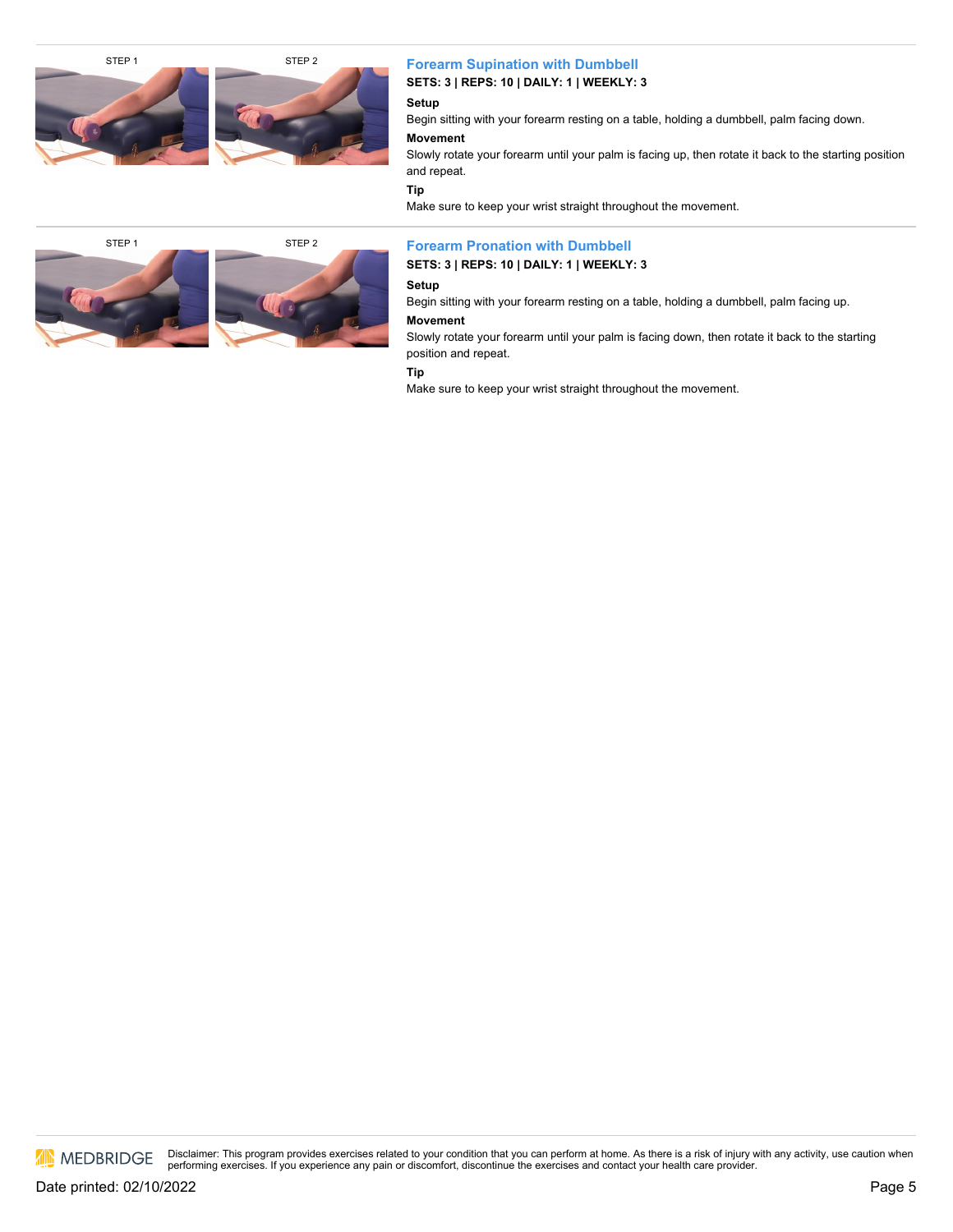STEP 1

STEP 2

## Forearm Supination with Dumbbell

**SETS: 3 | REPS: 10 | DAILY: 1 | WEEKLY: 3**

**Setup**

Begin sitting with your forearm resting on a table, holding a dumbbell, palm facing down.

**Movement**

Slowly rotate your forearm until your palm is facing up, then rotate it back to the starting position and repeat.

**Tip**

Make sure to keep your wrist straight throughout the movement.

STEP 1

STEP 2

## Forearm Pronation with Dumbbell

**SETS: 3 | REPS: 10 | DAILY: 1 | WEEKLY: 3**

**Setup**

Begin sitting with your forearm resting on a table, holding a dumbbell, palm facing up.

**Movement**

Slowly rotate your forearm until your palm is facing down, then rotate it back to the starting position and repeat.

**Tip**

Make sure to keep your wrist straight throughout the movement.

MEDBRIDGE Disclaimer: This program provides exercises related to your condition that you can perform at home. As there is a risk of injury with any activity, use caution when performing exercises. If you experience any pain or discomfort, discontinue the exercises and contact your health care provider.

Date printed: 02/10/2022